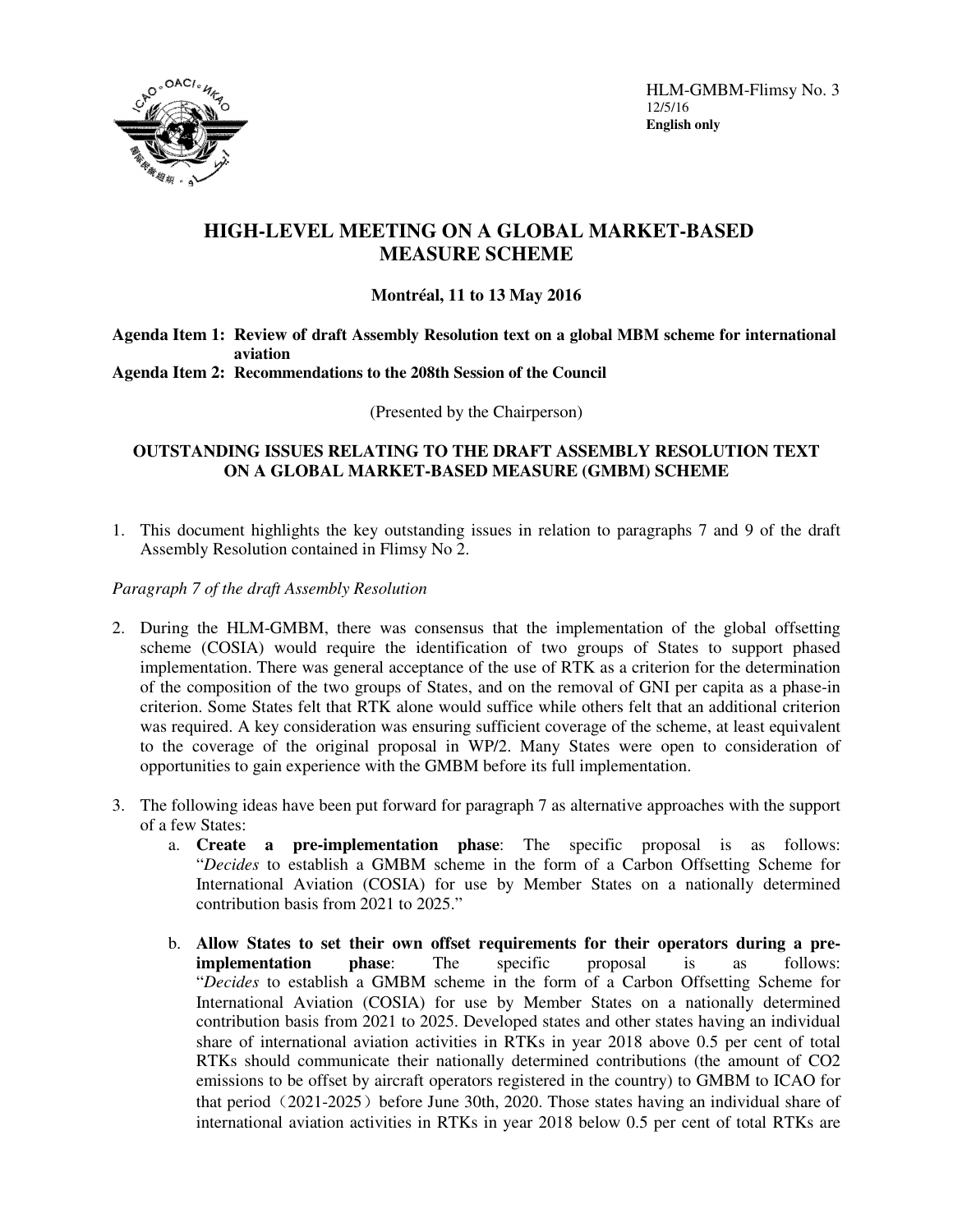HLM-GMBM-Flimsy No. 3
12/5/16
**English only**

# HIGH-LEVEL MEETING ON A GLOBAL MARKET-BASED MEASURE SCHEME

**Montréal, 11 to 13 May 2016**

**Agenda Item 1: Review of draft Assembly Resolution text on a global MBM scheme for international aviation**
**Agenda Item 2: Recommendations to the 208th Session of the Council**

(Presented by the Chairperson)

## OUTSTANDING ISSUES RELATING TO THE DRAFT ASSEMBLY RESOLUTION TEXT ON A GLOBAL MARKET-BASED MEASURE (GMBM) SCHEME

1. This document highlights the key outstanding issues in relation to paragraphs 7 and 9 of the draft Assembly Resolution contained in Flimsy No 2.

*Paragraph 7 of the draft Assembly Resolution*

2. During the HLM-GMBM, there was consensus that the implementation of the global offsetting scheme (COSIA) would require the identification of two groups of States to support phased implementation. There was general acceptance of the use of RTK as a criterion for the determination of the composition of the two groups of States, and on the removal of GNI per capita as a phase-in criterion. Some States felt that RTK alone would suffice while others felt that an additional criterion was required. A key consideration was ensuring sufficient coverage of the scheme, at least equivalent to the coverage of the original proposal in WP/2. Many States were open to consideration of opportunities to gain experience with the GMBM before its full implementation.

3. The following ideas have been put forward for paragraph 7 as alternative approaches with the support of a few States:
   a. **Create a pre-implementation phase**: The specific proposal is as follows: "*Decides* to establish a GMBM scheme in the form of a Carbon Offsetting Scheme for International Aviation (COSIA) for use by Member States on a nationally determined contribution basis from 2021 to 2025."

   b. **Allow States to set their own offset requirements for their operators during a pre-implementation phase**: The specific proposal is as follows: "*Decides* to establish a GMBM scheme in the form of a Carbon Offsetting Scheme for International Aviation (COSIA) for use by Member States on a nationally determined contribution basis from 2021 to 2025. Developed states and other states having an individual share of international aviation activities in RTKs in year 2018 above 0.5 per cent of total RTKs should communicate their nationally determined contributions (the amount of CO2 emissions to be offset by aircraft operators registered in the country) to GMBM to ICAO for that period（2021-2025）before June 30th, 2020. Those states having an individual share of international aviation activities in RTKs in year 2018 below 0.5 per cent of total RTKs are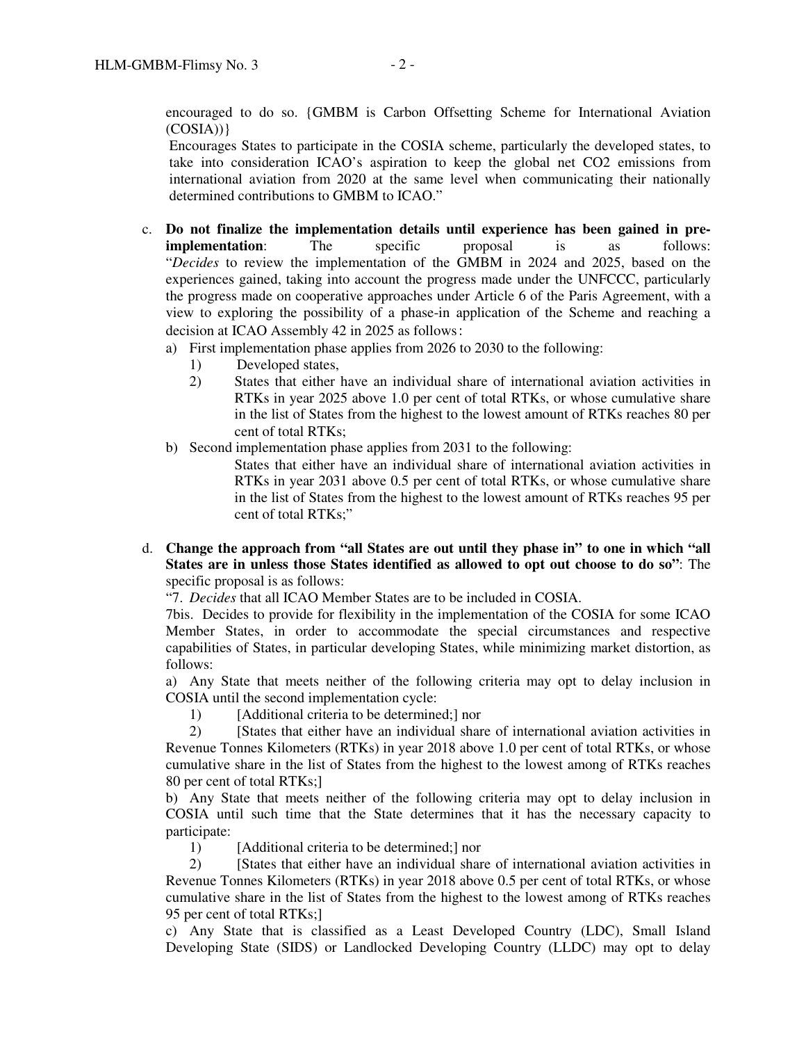encouraged to do so. {GMBM is Carbon Offsetting Scheme for International Aviation (COSIA))}

Encourages States to participate in the COSIA scheme, particularly the developed states, to take into consideration ICAO's aspiration to keep the global net CO2 emissions from international aviation from 2020 at the same level when communicating their nationally determined contributions to GMBM to ICAO."

c. **Do not finalize the implementation details until experience has been gained in pre-implementation**: The specific proposal is as follows: "*Decides* to review the implementation of the GMBM in 2024 and 2025, based on the experiences gained, taking into account the progress made under the UNFCCC, particularly the progress made on cooperative approaches under Article 6 of the Paris Agreement, with a view to exploring the possibility of a phase-in application of the Scheme and reaching a decision at ICAO Assembly 42 in 2025 as follows:

   a) First implementation phase applies from 2026 to 2030 to the following:
      1) Developed states,
      2) States that either have an individual share of international aviation activities in RTKs in year 2025 above 1.0 per cent of total RTKs, or whose cumulative share in the list of States from the highest to the lowest amount of RTKs reaches 80 per cent of total RTKs;

   b) Second implementation phase applies from 2031 to the following:
      States that either have an individual share of international aviation activities in RTKs in year 2031 above 0.5 per cent of total RTKs, or whose cumulative share in the list of States from the highest to the lowest amount of RTKs reaches 95 per cent of total RTKs;"

d. **Change the approach from "all States are out until they phase in" to one in which "all States are in unless those States identified as allowed to opt out choose to do so"**: The specific proposal is as follows:

"7. *Decides* that all ICAO Member States are to be included in COSIA.

7bis. Decides to provide for flexibility in the implementation of the COSIA for some ICAO Member States, in order to accommodate the special circumstances and respective capabilities of States, in particular developing States, while minimizing market distortion, as follows:

a) Any State that meets neither of the following criteria may opt to delay inclusion in COSIA until the second implementation cycle:

   1) [Additional criteria to be determined;] nor

   2) [States that either have an individual share of international aviation activities in Revenue Tonnes Kilometers (RTKs) in year 2018 above 1.0 per cent of total RTKs, or whose cumulative share in the list of States from the highest to the lowest among of RTKs reaches 80 per cent of total RTKs;]

b) Any State that meets neither of the following criteria may opt to delay inclusion in COSIA until such time that the State determines that it has the necessary capacity to participate:

   1) [Additional criteria to be determined;] nor

   2) [States that either have an individual share of international aviation activities in Revenue Tonnes Kilometers (RTKs) in year 2018 above 0.5 per cent of total RTKs, or whose cumulative share in the list of States from the highest to the lowest among of RTKs reaches 95 per cent of total RTKs;]

c) Any State that is classified as a Least Developed Country (LDC), Small Island Developing State (SIDS) or Landlocked Developing Country (LLDC) may opt to delay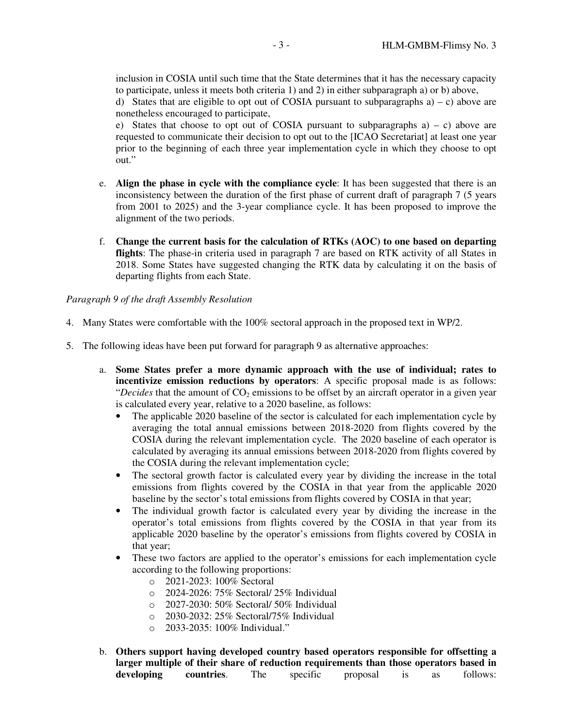inclusion in COSIA until such time that the State determines that it has the necessary capacity to participate, unless it meets both criteria 1) and 2) in either subparagraph a) or b) above,

d) States that are eligible to opt out of COSIA pursuant to subparagraphs a) – c) above are nonetheless encouraged to participate,

e) States that choose to opt out of COSIA pursuant to subparagraphs a) – c) above are requested to communicate their decision to opt out to the [ICAO Secretariat] at least one year prior to the beginning of each three year implementation cycle in which they choose to opt out."

e. **Align the phase in cycle with the compliance cycle**: It has been suggested that there is an inconsistency between the duration of the first phase of current draft of paragraph 7 (5 years from 2001 to 2025) and the 3-year compliance cycle. It has been proposed to improve the alignment of the two periods.

f. **Change the current basis for the calculation of RTKs (AOC) to one based on departing flights**: The phase-in criteria used in paragraph 7 are based on RTK activity of all States in 2018. Some States have suggested changing the RTK data by calculating it on the basis of departing flights from each State.

*Paragraph 9 of the draft Assembly Resolution*

4. Many States were comfortable with the 100% sectoral approach in the proposed text in WP/2.

5. The following ideas have been put forward for paragraph 9 as alternative approaches:

a. **Some States prefer a more dynamic approach with the use of individual; rates to incentivize emission reductions by operators**: A specific proposal made is as follows: "*Decides* that the amount of $CO_2$ emissions to be offset by an aircraft operator in a given year is calculated every year, relative to a 2020 baseline, as follows:
   - The applicable 2020 baseline of the sector is calculated for each implementation cycle by averaging the total annual emissions between 2018-2020 from flights covered by the COSIA during the relevant implementation cycle. The 2020 baseline of each operator is calculated by averaging its annual emissions between 2018-2020 from flights covered by the COSIA during the relevant implementation cycle;
   - The sectoral growth factor is calculated every year by dividing the increase in the total emissions from flights covered by the COSIA in that year from the applicable 2020 baseline by the sector's total emissions from flights covered by COSIA in that year;
   - The individual growth factor is calculated every year by dividing the increase in the operator's total emissions from flights covered by the COSIA in that year from its applicable 2020 baseline by the operator's emissions from flights covered by COSIA in that year;
   - These two factors are applied to the operator's emissions for each implementation cycle according to the following proportions:
     - 2021-2023: 100% Sectoral
     - 2024-2026: 75% Sectoral/ 25% Individual
     - 2027-2030: 50% Sectoral/ 50% Individual
     - 2030-2032: 25% Sectoral/75% Individual
     - 2033-2035: 100% Individual."

b. **Others support having developed country based operators responsible for offsetting a larger multiple of their share of reduction requirements than those operators based in developing countries**. The specific proposal is as follows: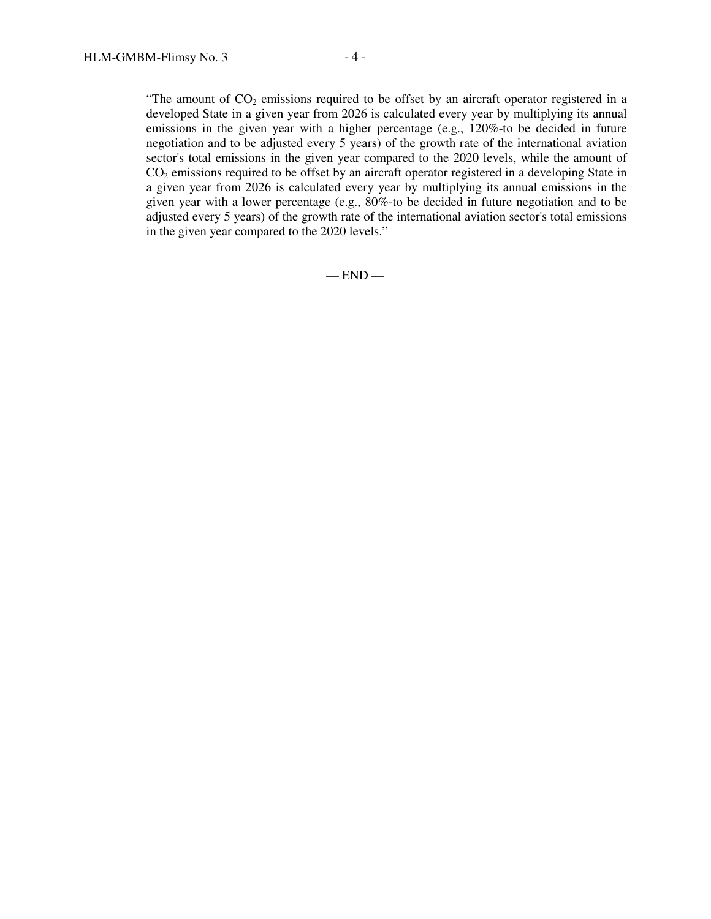"The amount of $CO_2$ emissions required to be offset by an aircraft operator registered in a developed State in a given year from 2026 is calculated every year by multiplying its annual emissions in the given year with a higher percentage (e.g., 120%-to be decided in future negotiation and to be adjusted every 5 years) of the growth rate of the international aviation sector's total emissions in the given year compared to the 2020 levels, while the amount of $CO_2$ emissions required to be offset by an aircraft operator registered in a developing State in a given year from 2026 is calculated every year by multiplying its annual emissions in the given year with a lower percentage (e.g., 80%-to be decided in future negotiation and to be adjusted every 5 years) of the growth rate of the international aviation sector's total emissions in the given year compared to the 2020 levels."

— END —